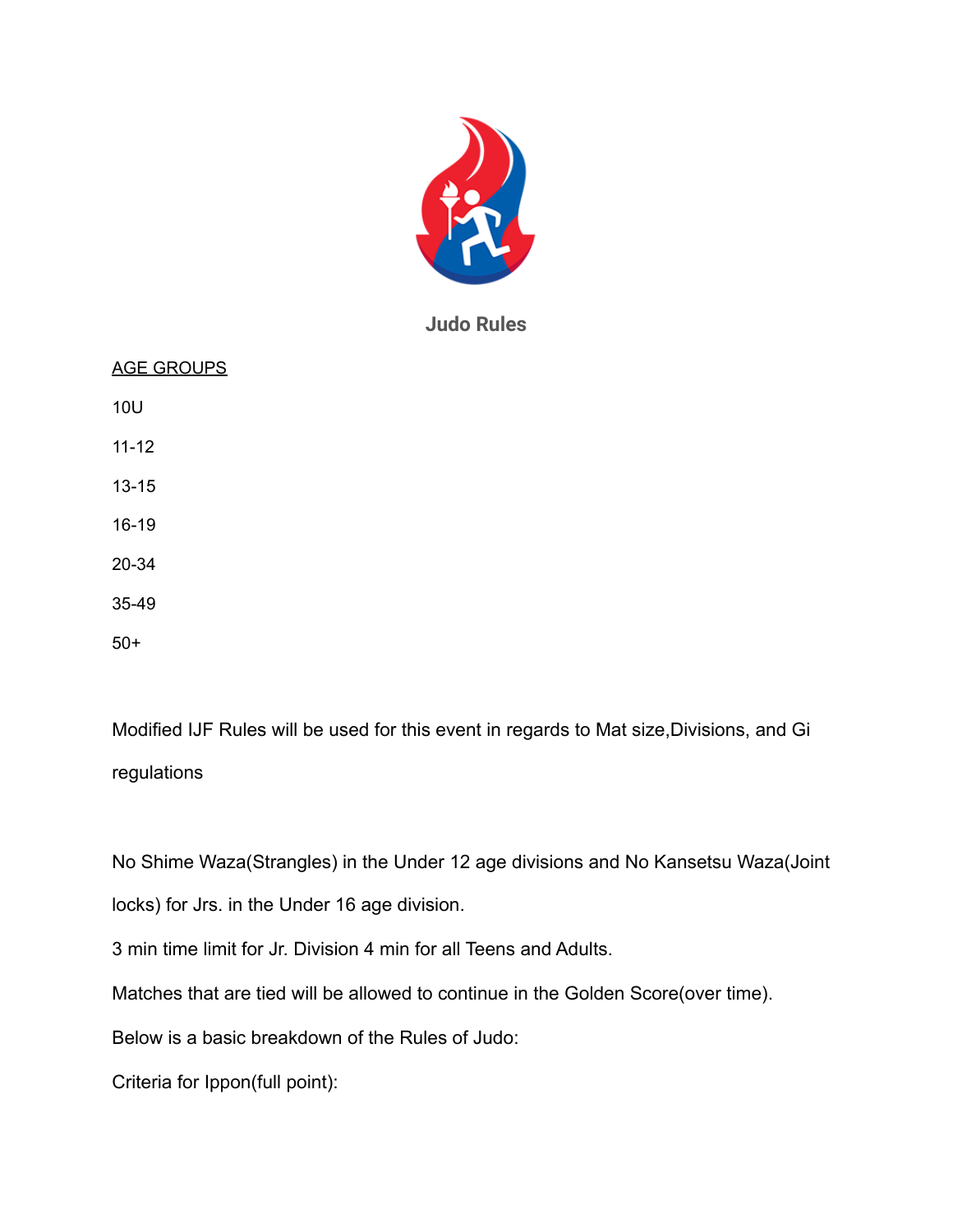# Judo Rules

<u>AGE GROUPS</u>

10U

11-12

13-15

16-19

20-34

35-49

50+

Modified IJF Rules will be used for this event in regards to Mat size,Divisions, and Gi regulations

No Shime Waza(Strangles) in the Under 12 age divisions and No Kansetsu Waza(Joint locks) for Jrs. in the Under 16 age division.

3 min time limit for Jr. Division 4 min for all Teens and Adults.

Matches that are tied will be allowed to continue in the Golden Score(over time).

Below is a basic breakdown of the Rules of Judo:

Criteria for Ippon(full point):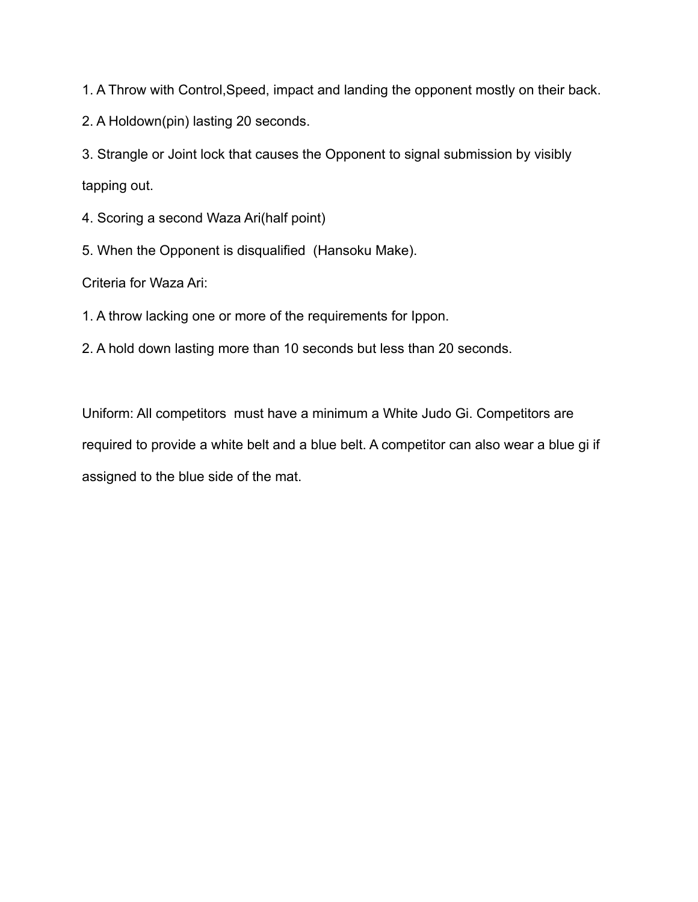1. A Throw with Control,Speed, impact and landing the opponent mostly on their back.
2. A Holdown(pin) lasting 20 seconds.
3. Strangle or Joint lock that causes the Opponent to signal submission by visibly tapping out.
4. Scoring a second Waza Ari(half point)
5. When the Opponent is disqualified (Hansoku Make).

Criteria for Waza Ari:

1. A throw lacking one or more of the requirements for Ippon.
2. A hold down lasting more than 10 seconds but less than 20 seconds.

Uniform: All competitors must have a minimum a White Judo Gi. Competitors are required to provide a white belt and a blue belt. A competitor can also wear a blue gi if assigned to the blue side of the mat.